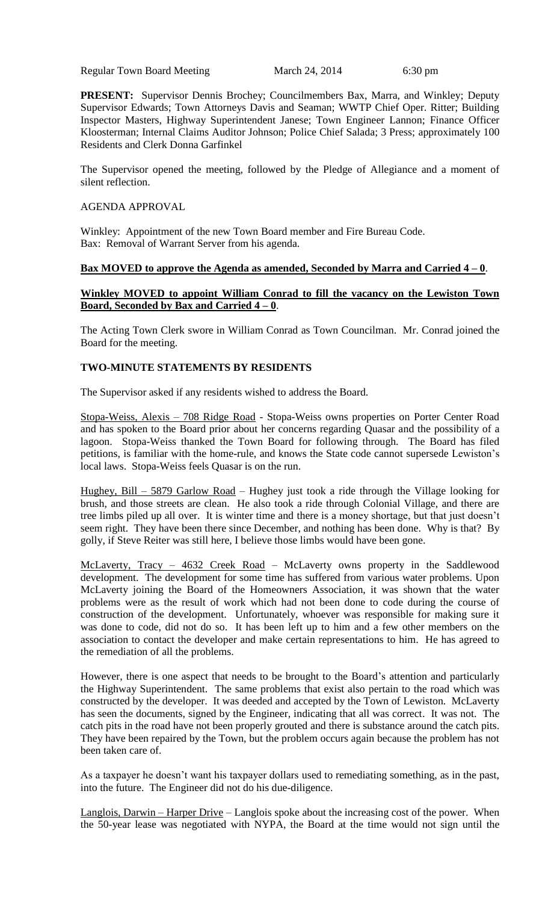Regular Town Board Meeting March 24, 2014 6:30 pm

**PRESENT:** Supervisor Dennis Brochey; Councilmembers Bax, Marra, and Winkley; Deputy Supervisor Edwards; Town Attorneys Davis and Seaman; WWTP Chief Oper. Ritter; Building Inspector Masters, Highway Superintendent Janese; Town Engineer Lannon; Finance Officer Kloosterman; Internal Claims Auditor Johnson; Police Chief Salada; 3 Press; approximately 100 Residents and Clerk Donna Garfinkel

The Supervisor opened the meeting, followed by the Pledge of Allegiance and a moment of silent reflection.

AGENDA APPROVAL

Winkley: Appointment of the new Town Board member and Fire Bureau Code.
Bax: Removal of Warrant Server from his agenda.

**Bax MOVED to approve the Agenda as amended, Seconded by Marra and Carried 4 – 0**.

**Winkley MOVED to appoint William Conrad to fill the vacancy on the Lewiston Town Board, Seconded by Bax and Carried 4 – 0**.

The Acting Town Clerk swore in William Conrad as Town Councilman. Mr. Conrad joined the Board for the meeting.

**TWO-MINUTE STATEMENTS BY RESIDENTS**

The Supervisor asked if any residents wished to address the Board.

Stopa-Weiss, Alexis – 708 Ridge Road - Stopa-Weiss owns properties on Porter Center Road and has spoken to the Board prior about her concerns regarding Quasar and the possibility of a lagoon. Stopa-Weiss thanked the Town Board for following through. The Board has filed petitions, is familiar with the home-rule, and knows the State code cannot supersede Lewiston's local laws. Stopa-Weiss feels Quasar is on the run.

Hughey, Bill – 5879 Garlow Road – Hughey just took a ride through the Village looking for brush, and those streets are clean. He also took a ride through Colonial Village, and there are tree limbs piled up all over. It is winter time and there is a money shortage, but that just doesn't seem right. They have been there since December, and nothing has been done. Why is that? By golly, if Steve Reiter was still here, I believe those limbs would have been gone.

McLaverty, Tracy – 4632 Creek Road – McLaverty owns property in the Saddlewood development. The development for some time has suffered from various water problems. Upon McLaverty joining the Board of the Homeowners Association, it was shown that the water problems were as the result of work which had not been done to code during the course of construction of the development. Unfortunately, whoever was responsible for making sure it was done to code, did not do so. It has been left up to him and a few other members on the association to contact the developer and make certain representations to him. He has agreed to the remediation of all the problems.

However, there is one aspect that needs to be brought to the Board's attention and particularly the Highway Superintendent. The same problems that exist also pertain to the road which was constructed by the developer. It was deeded and accepted by the Town of Lewiston. McLaverty has seen the documents, signed by the Engineer, indicating that all was correct. It was not. The catch pits in the road have not been properly grouted and there is substance around the catch pits. They have been repaired by the Town, but the problem occurs again because the problem has not been taken care of.

As a taxpayer he doesn't want his taxpayer dollars used to remediating something, as in the past, into the future. The Engineer did not do his due-diligence.

Langlois, Darwin – Harper Drive – Langlois spoke about the increasing cost of the power. When the 50-year lease was negotiated with NYPA, the Board at the time would not sign until the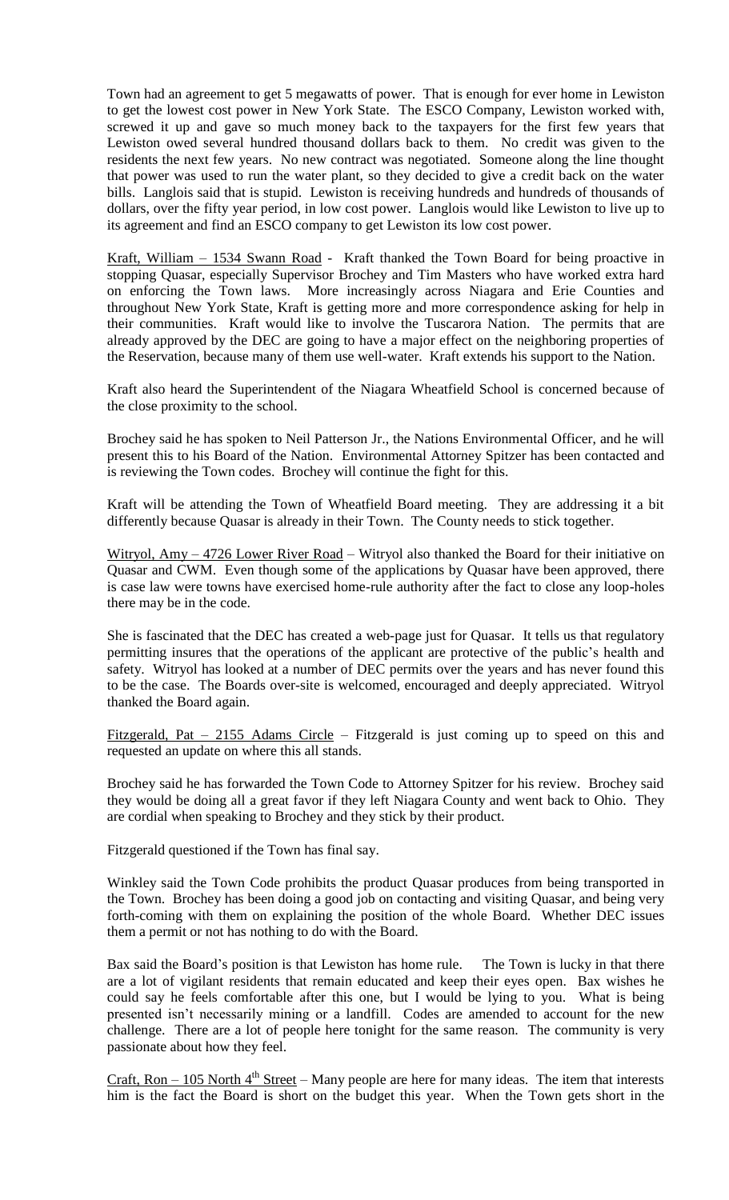Town had an agreement to get 5 megawatts of power. That is enough for ever home in Lewiston to get the lowest cost power in New York State. The ESCO Company, Lewiston worked with, screwed it up and gave so much money back to the taxpayers for the first few years that Lewiston owed several hundred thousand dollars back to them. No credit was given to the residents the next few years. No new contract was negotiated. Someone along the line thought that power was used to run the water plant, so they decided to give a credit back on the water bills. Langlois said that is stupid. Lewiston is receiving hundreds and hundreds of thousands of dollars, over the fifty year period, in low cost power. Langlois would like Lewiston to live up to its agreement and find an ESCO company to get Lewiston its low cost power.

<u>Kraft, William – 1534 Swann Road</u> - Kraft thanked the Town Board for being proactive in stopping Quasar, especially Supervisor Brochey and Tim Masters who have worked extra hard on enforcing the Town laws. More increasingly across Niagara and Erie Counties and throughout New York State, Kraft is getting more and more correspondence asking for help in their communities. Kraft would like to involve the Tuscarora Nation. The permits that are already approved by the DEC are going to have a major effect on the neighboring properties of the Reservation, because many of them use well-water. Kraft extends his support to the Nation.

Kraft also heard the Superintendent of the Niagara Wheatfield School is concerned because of the close proximity to the school.

Brochey said he has spoken to Neil Patterson Jr., the Nations Environmental Officer, and he will present this to his Board of the Nation. Environmental Attorney Spitzer has been contacted and is reviewing the Town codes. Brochey will continue the fight for this.

Kraft will be attending the Town of Wheatfield Board meeting. They are addressing it a bit differently because Quasar is already in their Town. The County needs to stick together.

<u>Witryol, Amy – 4726 Lower River Road</u> – Witryol also thanked the Board for their initiative on Quasar and CWM. Even though some of the applications by Quasar have been approved, there is case law were towns have exercised home-rule authority after the fact to close any loop-holes there may be in the code.

She is fascinated that the DEC has created a web-page just for Quasar. It tells us that regulatory permitting insures that the operations of the applicant are protective of the public's health and safety. Witryol has looked at a number of DEC permits over the years and has never found this to be the case. The Boards over-site is welcomed, encouraged and deeply appreciated. Witryol thanked the Board again.

<u>Fitzgerald, Pat – 2155 Adams Circle</u> – Fitzgerald is just coming up to speed on this and requested an update on where this all stands.

Brochey said he has forwarded the Town Code to Attorney Spitzer for his review. Brochey said they would be doing all a great favor if they left Niagara County and went back to Ohio. They are cordial when speaking to Brochey and they stick by their product.

Fitzgerald questioned if the Town has final say.

Winkley said the Town Code prohibits the product Quasar produces from being transported in the Town. Brochey has been doing a good job on contacting and visiting Quasar, and being very forth-coming with them on explaining the position of the whole Board. Whether DEC issues them a permit or not has nothing to do with the Board.

Bax said the Board's position is that Lewiston has home rule. The Town is lucky in that there are a lot of vigilant residents that remain educated and keep their eyes open. Bax wishes he could say he feels comfortable after this one, but I would be lying to you. What is being presented isn't necessarily mining or a landfill. Codes are amended to account for the new challenge. There are a lot of people here tonight for the same reason. The community is very passionate about how they feel.

<u>Craft, Ron – 105 North 4th Street</u> – Many people are here for many ideas. The item that interests him is the fact the Board is short on the budget this year. When the Town gets short in the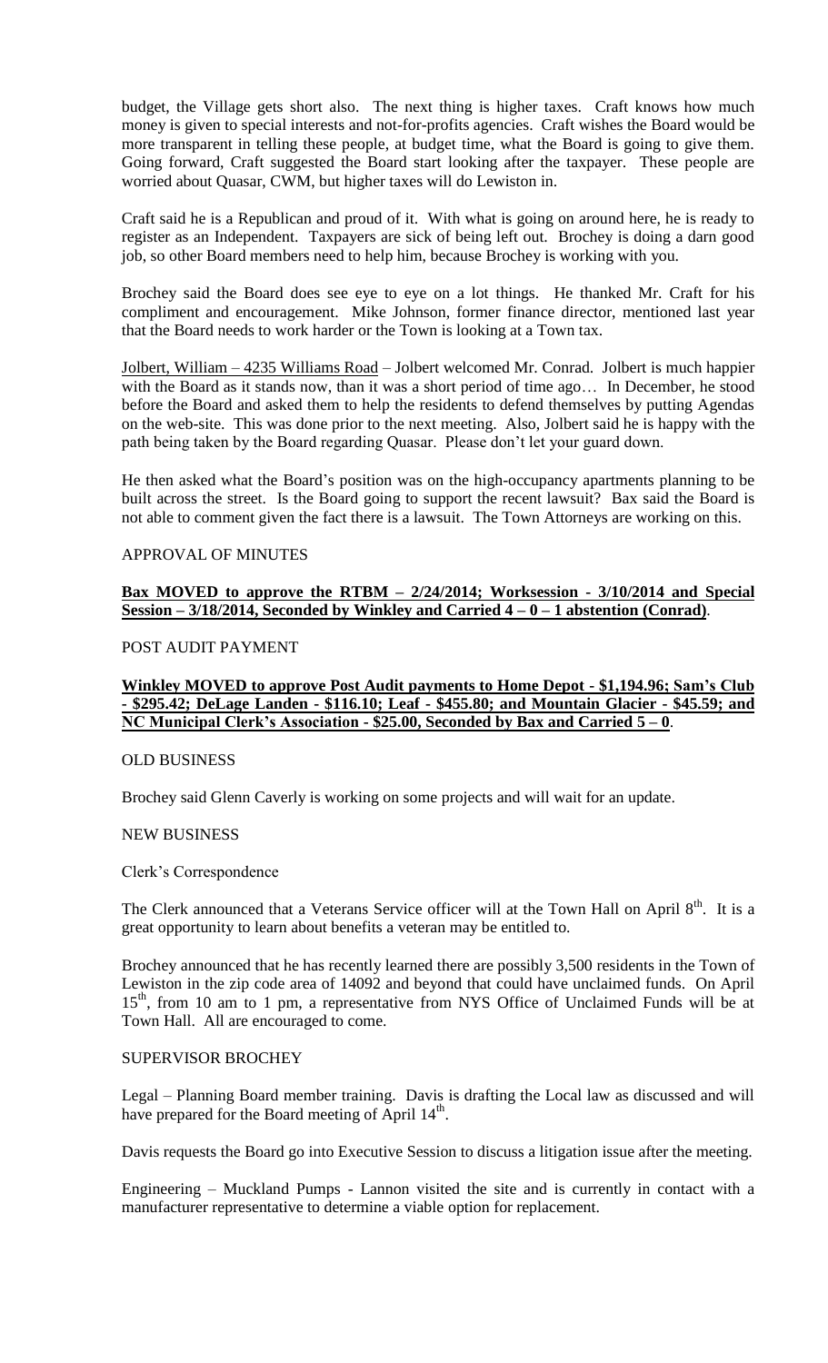budget, the Village gets short also. The next thing is higher taxes. Craft knows how much money is given to special interests and not-for-profits agencies. Craft wishes the Board would be more transparent in telling these people, at budget time, what the Board is going to give them. Going forward, Craft suggested the Board start looking after the taxpayer. These people are worried about Quasar, CWM, but higher taxes will do Lewiston in.

Craft said he is a Republican and proud of it. With what is going on around here, he is ready to register as an Independent. Taxpayers are sick of being left out. Brochey is doing a darn good job, so other Board members need to help him, because Brochey is working with you.

Brochey said the Board does see eye to eye on a lot things. He thanked Mr. Craft for his compliment and encouragement. Mike Johnson, former finance director, mentioned last year that the Board needs to work harder or the Town is looking at a Town tax.

Jolbert, William – 4235 Williams Road – Jolbert welcomed Mr. Conrad. Jolbert is much happier with the Board as it stands now, than it was a short period of time ago… In December, he stood before the Board and asked them to help the residents to defend themselves by putting Agendas on the web-site. This was done prior to the next meeting. Also, Jolbert said he is happy with the path being taken by the Board regarding Quasar. Please don't let your guard down.

He then asked what the Board's position was on the high-occupancy apartments planning to be built across the street. Is the Board going to support the recent lawsuit? Bax said the Board is not able to comment given the fact there is a lawsuit. The Town Attorneys are working on this.

APPROVAL OF MINUTES

**Bax MOVED to approve the RTBM – 2/24/2014; Worksession - 3/10/2014 and Special Session – 3/18/2014, Seconded by Winkley and Carried 4 – 0 – 1 abstention (Conrad)**.

POST AUDIT PAYMENT

**Winkley MOVED to approve Post Audit payments to Home Depot - $1,194.96; Sam's Club - $295.42; DeLage Landen - $116.10; Leaf - $455.80; and Mountain Glacier - $45.59; and NC Municipal Clerk's Association - $25.00, Seconded by Bax and Carried 5 – 0**.

OLD BUSINESS

Brochey said Glenn Caverly is working on some projects and will wait for an update.

NEW BUSINESS

Clerk's Correspondence

The Clerk announced that a Veterans Service officer will at the Town Hall on April 8th. It is a great opportunity to learn about benefits a veteran may be entitled to.

Brochey announced that he has recently learned there are possibly 3,500 residents in the Town of Lewiston in the zip code area of 14092 and beyond that could have unclaimed funds. On April 15th, from 10 am to 1 pm, a representative from NYS Office of Unclaimed Funds will be at Town Hall. All are encouraged to come.

SUPERVISOR BROCHEY

Legal – Planning Board member training. Davis is drafting the Local law as discussed and will have prepared for the Board meeting of April 14th.

Davis requests the Board go into Executive Session to discuss a litigation issue after the meeting.

Engineering – Muckland Pumps - Lannon visited the site and is currently in contact with a manufacturer representative to determine a viable option for replacement.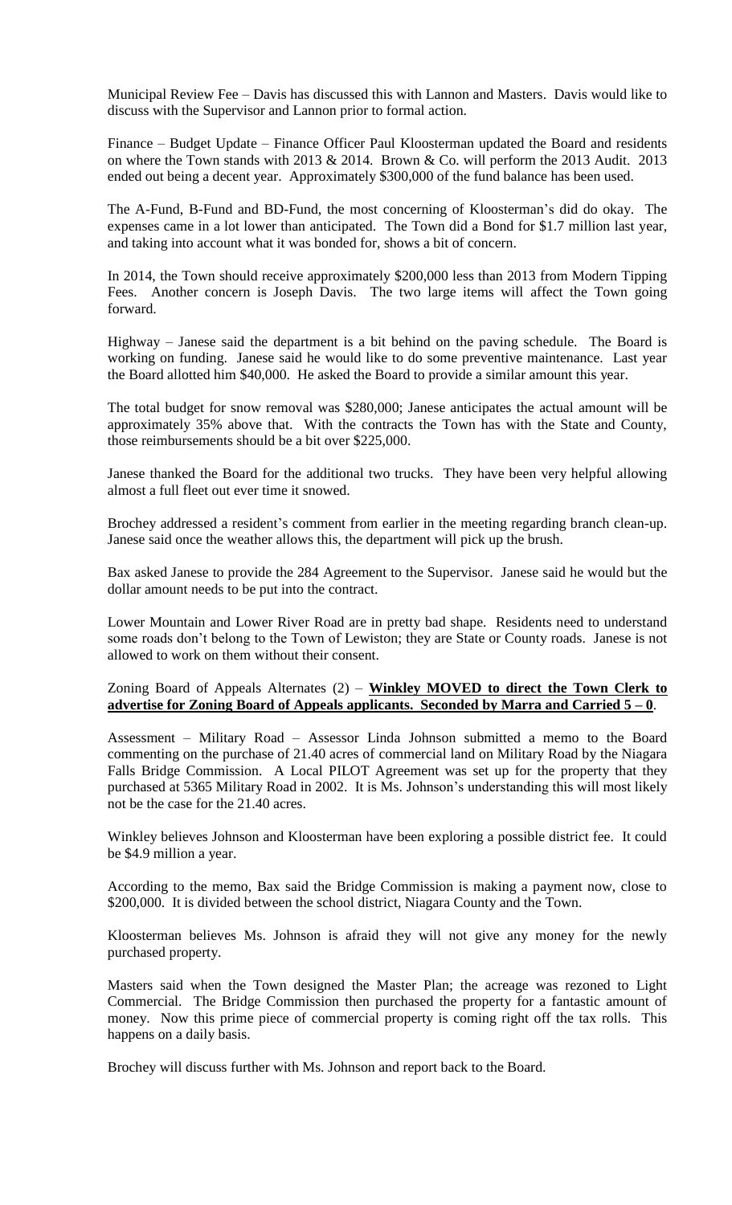Municipal Review Fee – Davis has discussed this with Lannon and Masters. Davis would like to discuss with the Supervisor and Lannon prior to formal action.

Finance – Budget Update – Finance Officer Paul Kloosterman updated the Board and residents on where the Town stands with 2013 & 2014. Brown & Co. will perform the 2013 Audit. 2013 ended out being a decent year. Approximately $300,000 of the fund balance has been used.

The A-Fund, B-Fund and BD-Fund, the most concerning of Kloosterman's did do okay. The expenses came in a lot lower than anticipated. The Town did a Bond for $1.7 million last year, and taking into account what it was bonded for, shows a bit of concern.

In 2014, the Town should receive approximately $200,000 less than 2013 from Modern Tipping Fees. Another concern is Joseph Davis. The two large items will affect the Town going forward.

Highway – Janese said the department is a bit behind on the paving schedule. The Board is working on funding. Janese said he would like to do some preventive maintenance. Last year the Board allotted him $40,000. He asked the Board to provide a similar amount this year.

The total budget for snow removal was $280,000; Janese anticipates the actual amount will be approximately 35% above that. With the contracts the Town has with the State and County, those reimbursements should be a bit over $225,000.

Janese thanked the Board for the additional two trucks. They have been very helpful allowing almost a full fleet out ever time it snowed.

Brochey addressed a resident's comment from earlier in the meeting regarding branch clean-up. Janese said once the weather allows this, the department will pick up the brush.

Bax asked Janese to provide the 284 Agreement to the Supervisor. Janese said he would but the dollar amount needs to be put into the contract.

Lower Mountain and Lower River Road are in pretty bad shape. Residents need to understand some roads don't belong to the Town of Lewiston; they are State or County roads. Janese is not allowed to work on them without their consent.

Zoning Board of Appeals Alternates (2) – **Winkley MOVED to direct the Town Clerk to advertise for Zoning Board of Appeals applicants. Seconded by Marra and Carried 5 – 0**.

Assessment – Military Road – Assessor Linda Johnson submitted a memo to the Board commenting on the purchase of 21.40 acres of commercial land on Military Road by the Niagara Falls Bridge Commission. A Local PILOT Agreement was set up for the property that they purchased at 5365 Military Road in 2002. It is Ms. Johnson's understanding this will most likely not be the case for the 21.40 acres.

Winkley believes Johnson and Kloosterman have been exploring a possible district fee. It could be $4.9 million a year.

According to the memo, Bax said the Bridge Commission is making a payment now, close to $200,000. It is divided between the school district, Niagara County and the Town.

Kloosterman believes Ms. Johnson is afraid they will not give any money for the newly purchased property.

Masters said when the Town designed the Master Plan; the acreage was rezoned to Light Commercial. The Bridge Commission then purchased the property for a fantastic amount of money. Now this prime piece of commercial property is coming right off the tax rolls. This happens on a daily basis.

Brochey will discuss further with Ms. Johnson and report back to the Board.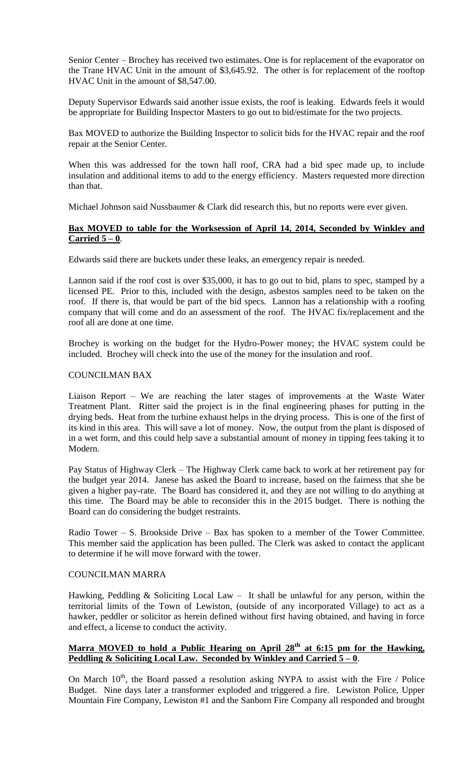Senior Center – Brochey has received two estimates. One is for replacement of the evaporator on the Trane HVAC Unit in the amount of $3,645.92. The other is for replacement of the rooftop HVAC Unit in the amount of $8,547.00.

Deputy Supervisor Edwards said another issue exists, the roof is leaking. Edwards feels it would be appropriate for Building Inspector Masters to go out to bid/estimate for the two projects.

Bax MOVED to authorize the Building Inspector to solicit bids for the HVAC repair and the roof repair at the Senior Center.

When this was addressed for the town hall roof, CRA had a bid spec made up, to include insulation and additional items to add to the energy efficiency. Masters requested more direction than that.

Michael Johnson said Nussbaumer & Clark did research this, but no reports were ever given.

**Bax MOVED to table for the Worksession of April 14, 2014, Seconded by Winkley and Carried 5 – 0.**

Edwards said there are buckets under these leaks, an emergency repair is needed.

Lannon said if the roof cost is over $35,000, it has to go out to bid, plans to spec, stamped by a licensed PE. Prior to this, included with the design, asbestos samples need to be taken on the roof. If there is, that would be part of the bid specs. Lannon has a relationship with a roofing company that will come and do an assessment of the roof. The HVAC fix/replacement and the roof all are done at one time.

Brochey is working on the budget for the Hydro-Power money; the HVAC system could be included. Brochey will check into the use of the money for the insulation and roof.

COUNCILMAN BAX

Liaison Report – We are reaching the later stages of improvements at the Waste Water Treatment Plant. Ritter said the project is in the final engineering phases for putting in the drying beds. Heat from the turbine exhaust helps in the drying process. This is one of the first of its kind in this area. This will save a lot of money. Now, the output from the plant is disposed of in a wet form, and this could help save a substantial amount of money in tipping fees taking it to Modern.

Pay Status of Highway Clerk – The Highway Clerk came back to work at her retirement pay for the budget year 2014. Janese has asked the Board to increase, based on the fairness that she be given a higher pay-rate. The Board has considered it, and they are not willing to do anything at this time. The Board may be able to reconsider this in the 2015 budget. There is nothing the Board can do considering the budget restraints.

Radio Tower – S. Brookside Drive – Bax has spoken to a member of the Tower Committee. This member said the application has been pulled. The Clerk was asked to contact the applicant to determine if he will move forward with the tower.

COUNCILMAN MARRA

Hawking, Peddling & Soliciting Local Law – It shall be unlawful for any person, within the territorial limits of the Town of Lewiston, (outside of any incorporated Village) to act as a hawker, peddler or solicitor as herein defined without first having obtained, and having in force and effect, a license to conduct the activity.

**Marra MOVED to hold a Public Hearing on April 28th at 6:15 pm for the Hawking, Peddling & Soliciting Local Law. Seconded by Winkley and Carried 5 – 0.**

On March 10th, the Board passed a resolution asking NYPA to assist with the Fire / Police Budget. Nine days later a transformer exploded and triggered a fire. Lewiston Police, Upper Mountain Fire Company, Lewiston #1 and the Sanborn Fire Company all responded and brought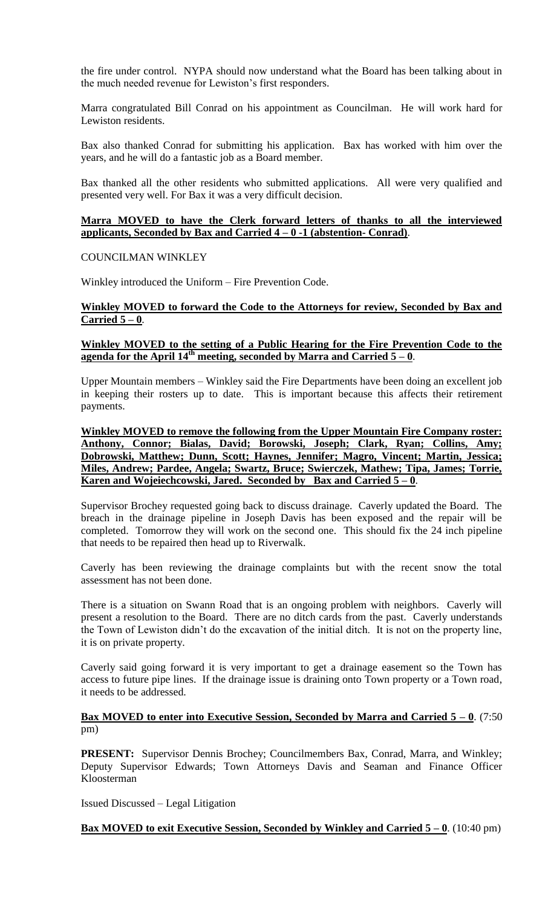the fire under control. NYPA should now understand what the Board has been talking about in the much needed revenue for Lewiston's first responders.

Marra congratulated Bill Conrad on his appointment as Councilman. He will work hard for Lewiston residents.

Bax also thanked Conrad for submitting his application. Bax has worked with him over the years, and he will do a fantastic job as a Board member.

Bax thanked all the other residents who submitted applications. All were very qualified and presented very well. For Bax it was a very difficult decision.

**Marra MOVED to have the Clerk forward letters of thanks to all the interviewed applicants, Seconded by Bax and Carried 4 – 0 -1 (abstention- Conrad)**.

COUNCILMAN WINKLEY

Winkley introduced the Uniform – Fire Prevention Code.

**Winkley MOVED to forward the Code to the Attorneys for review, Seconded by Bax and Carried 5 – 0**.

**Winkley MOVED to the setting of a Public Hearing for the Fire Prevention Code to the agenda for the April 14th meeting, seconded by Marra and Carried 5 – 0**.

Upper Mountain members – Winkley said the Fire Departments have been doing an excellent job in keeping their rosters up to date. This is important because this affects their retirement payments.

**Winkley MOVED to remove the following from the Upper Mountain Fire Company roster: Anthony, Connor; Bialas, David; Borowski, Joseph; Clark, Ryan; Collins, Amy; Dobrowski, Matthew; Dunn, Scott; Haynes, Jennifer; Magro, Vincent; Martin, Jessica; Miles, Andrew; Pardee, Angela; Swartz, Bruce; Swierczek, Mathew; Tipa, James; Torrie, Karen and Wojeiechcowski, Jared. Seconded by Bax and Carried 5 – 0**.

Supervisor Brochey requested going back to discuss drainage. Caverly updated the Board. The breach in the drainage pipeline in Joseph Davis has been exposed and the repair will be completed. Tomorrow they will work on the second one. This should fix the 24 inch pipeline that needs to be repaired then head up to Riverwalk.

Caverly has been reviewing the drainage complaints but with the recent snow the total assessment has not been done.

There is a situation on Swann Road that is an ongoing problem with neighbors. Caverly will present a resolution to the Board. There are no ditch cards from the past. Caverly understands the Town of Lewiston didn't do the excavation of the initial ditch. It is not on the property line, it is on private property.

Caverly said going forward it is very important to get a drainage easement so the Town has access to future pipe lines. If the drainage issue is draining onto Town property or a Town road, it needs to be addressed.

**Bax MOVED to enter into Executive Session, Seconded by Marra and Carried 5 – 0**. (7:50 pm)

**PRESENT:** Supervisor Dennis Brochey; Councilmembers Bax, Conrad, Marra, and Winkley; Deputy Supervisor Edwards; Town Attorneys Davis and Seaman and Finance Officer Kloosterman

Issued Discussed – Legal Litigation

**Bax MOVED to exit Executive Session, Seconded by Winkley and Carried 5 – 0**. (10:40 pm)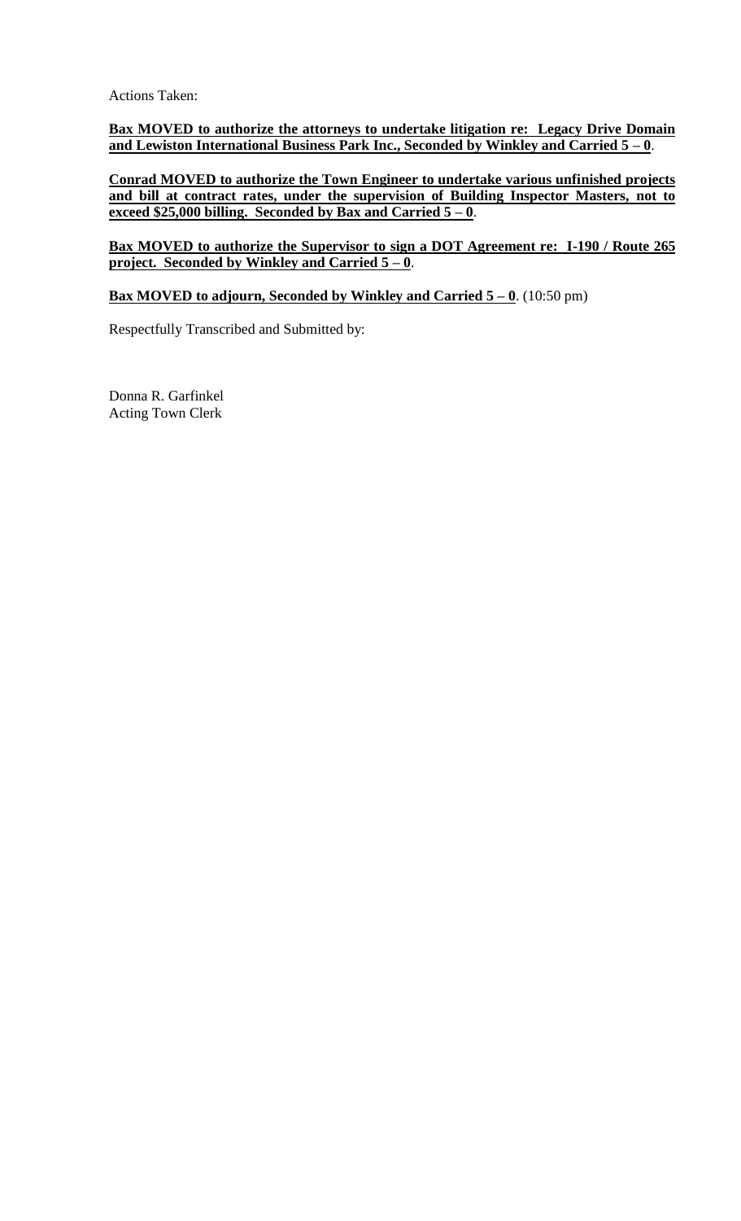Actions Taken:

**Bax MOVED to authorize the attorneys to undertake litigation re: Legacy Drive Domain and Lewiston International Business Park Inc., Seconded by Winkley and Carried 5 – 0**.

**Conrad MOVED to authorize the Town Engineer to undertake various unfinished projects and bill at contract rates, under the supervision of Building Inspector Masters, not to exceed $25,000 billing. Seconded by Bax and Carried 5 – 0**.

**Bax MOVED to authorize the Supervisor to sign a DOT Agreement re: I-190 / Route 265 project. Seconded by Winkley and Carried 5 – 0**.

**Bax MOVED to adjourn, Seconded by Winkley and Carried 5 – 0**. (10:50 pm)

Respectfully Transcribed and Submitted by:

Donna R. Garfinkel
Acting Town Clerk